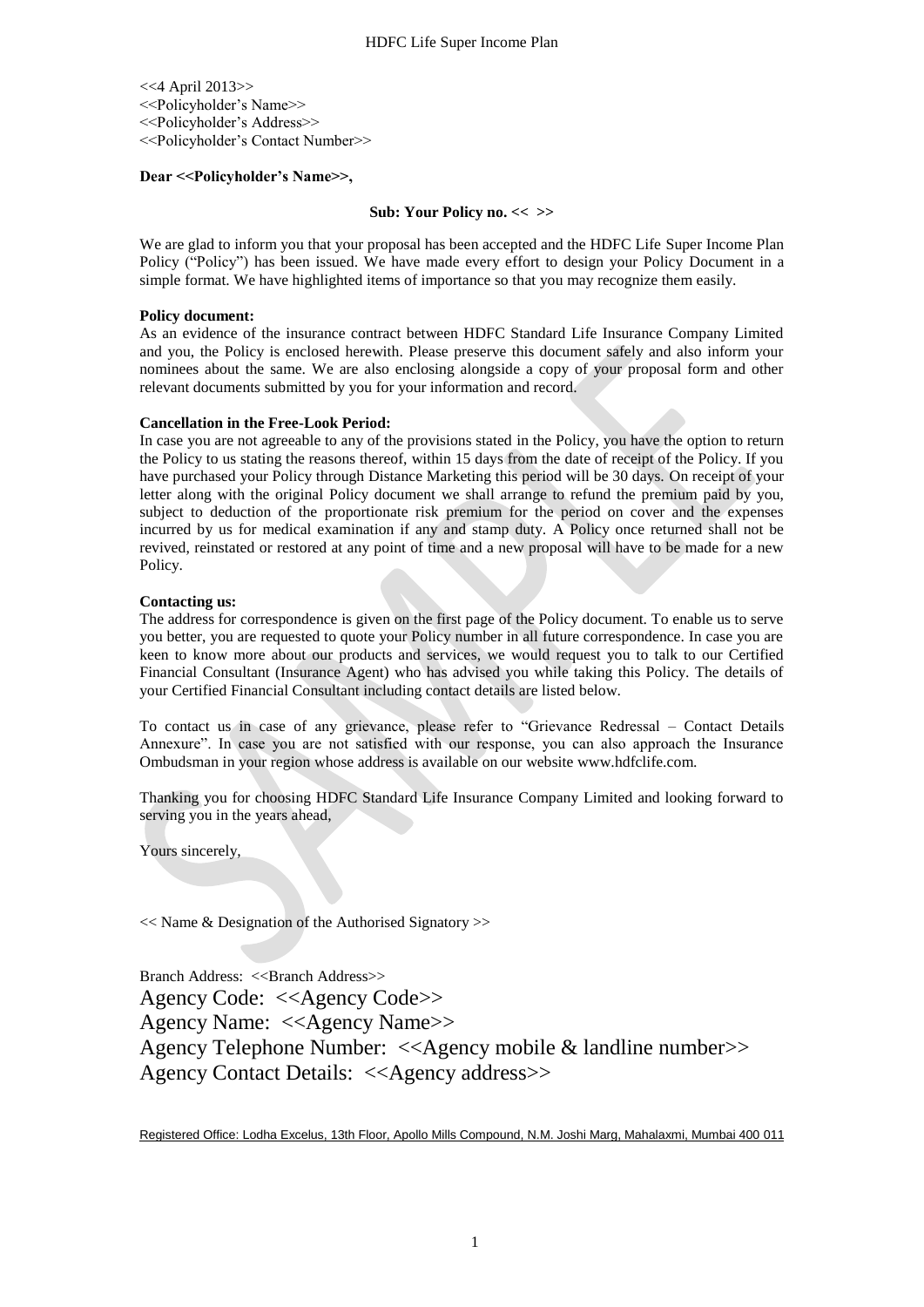<<4 April 2013>>
<<Policyholder's Name>>
<<Policyholder's Address>>
<<Policyholder's Contact Number>>

**Dear <<Policyholder's Name>>,**

**Sub: Your Policy no. << >>**

We are glad to inform you that your proposal has been accepted and the HDFC Life Super Income Plan Policy ("Policy") has been issued. We have made every effort to design your Policy Document in a simple format. We have highlighted items of importance so that you may recognize them easily.

**Policy document:**
As an evidence of the insurance contract between HDFC Standard Life Insurance Company Limited and you, the Policy is enclosed herewith. Please preserve this document safely and also inform your nominees about the same. We are also enclosing alongside a copy of your proposal form and other relevant documents submitted by you for your information and record.

**Cancellation in the Free-Look Period:**
In case you are not agreeable to any of the provisions stated in the Policy, you have the option to return the Policy to us stating the reasons thereof, within 15 days from the date of receipt of the Policy. If you have purchased your Policy through Distance Marketing this period will be 30 days. On receipt of your letter along with the original Policy document we shall arrange to refund the premium paid by you, subject to deduction of the proportionate risk premium for the period on cover and the expenses incurred by us for medical examination if any and stamp duty. A Policy once returned shall not be revived, reinstated or restored at any point of time and a new proposal will have to be made for a new Policy.

**Contacting us:**
The address for correspondence is given on the first page of the Policy document. To enable us to serve you better, you are requested to quote your Policy number in all future correspondence. In case you are keen to know more about our products and services, we would request you to talk to our Certified Financial Consultant (Insurance Agent) who has advised you while taking this Policy. The details of your Certified Financial Consultant including contact details are listed below.

To contact us in case of any grievance, please refer to "Grievance Redressal – Contact Details Annexure". In case you are not satisfied with our response, you can also approach the Insurance Ombudsman in your region whose address is available on our website www.hdfclife.com.

Thanking you for choosing HDFC Standard Life Insurance Company Limited and looking forward to serving you in the years ahead,

Yours sincerely,

<< Name & Designation of the Authorised Signatory >>

Branch Address: <<Branch Address>>
Agency Code: <<Agency Code>>
Agency Name: <<Agency Name>>
Agency Telephone Number: <<Agency mobile & landline number>>
Agency Contact Details: <<Agency address>>

Registered Office: Lodha Excelus, 13th Floor, Apollo Mills Compound, N.M. Joshi Marg, Mahalaxmi, Mumbai 400 011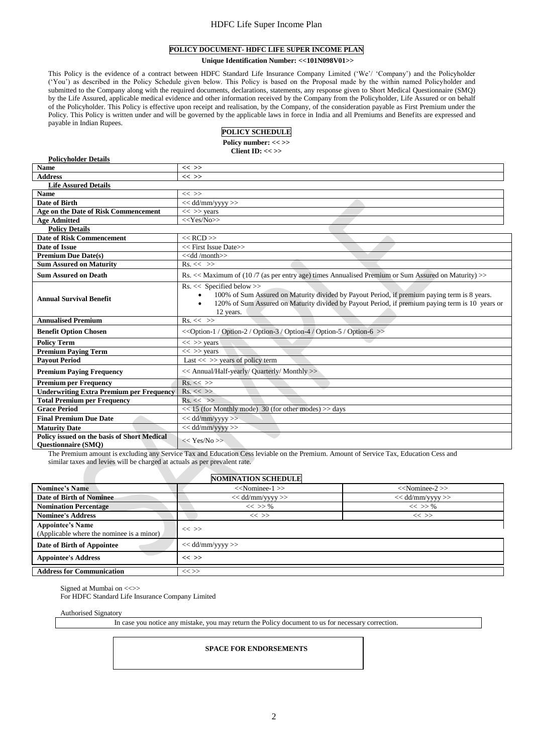## POLICY DOCUMENT- HDFC LIFE SUPER INCOME PLAN

**Unique Identification Number: <<101N098V01>>**

This Policy is the evidence of a contract between HDFC Standard Life Insurance Company Limited ('We'/ 'Company') and the Policyholder ('You') as described in the Policy Schedule given below. This Policy is based on the Proposal made by the within named Policyholder and submitted to the Company along with the required documents, declarations, statements, any response given to Short Medical Questionnaire (SMQ) by the Life Assured, applicable medical evidence and other information received by the Company from the Policyholder, Life Assured or on behalf of the Policyholder. This Policy is effective upon receipt and realisation, by the Company, of the consideration payable as First Premium under the Policy. This Policy is written under and will be governed by the applicable laws in force in India and all Premiums and Benefits are expressed and payable in Indian Rupees.

### POLICY SCHEDULE

**Policy number: << >>**
**Client ID: << >>**

**Policyholder Details**

| | |
|---|---|
| **Name** | << >> |
| **Address** | << >> |

**Life Assured Details**

| | |
|---|---|
| **Name** | << >> |
| **Date of Birth** | << dd/mm/yyyy >> |
| **Age on the Date of Risk Commencement** | << >> years |
| **Age Admitted** | <<Yes/No>> |

**Policy Details**

| | |
|---|---|
| **Date of Risk Commencement** | << RCD >> |
| **Date of Issue** | << First Issue Date>> |
| **Premium Due Date(s)** | <<dd /month>> |
| **Sum Assured on Maturity** | Rs. << >> |
| **Sum Assured on Death** | Rs. << Maximum of (10 /7 (as per entry age) times Annualised Premium or Sum Assured on Maturity) >> |
| **Annual Survival Benefit** | Rs. << Specified below >> <br>• 100% of Sum Assured on Maturity divided by Payout Period, if premium paying term is 8 years. <br>• 120% of Sum Assured on Maturity divided by Payout Period, if premium paying term is 10 years or 12 years. |
| **Annualised Premium** | Rs. << >> |
| **Benefit Option Chosen** | <<Option-1 / Option-2 / Option-3 / Option-4 / Option-5 / Option-6 >> |
| **Policy Term** | << >> years |
| **Premium Paying Term** | << >> years |
| **Payout Period** | Last << >> years of policy term |
| **Premium Paying Frequency** | << Annual/Half-yearly/ Quarterly/ Monthly >> |
| **Premium per Frequency** | Rs. << >> |
| **Underwriting Extra Premium per Frequency** | Rs. << >> |
| **Total Premium per Frequency** | Rs. << >> |
| **Grace Period** | << 15 (for Monthly mode) 30 (for other modes) >> days |
| **Final Premium Due Date** | << dd/mm/yyyy >> |
| **Maturity Date** | << dd/mm/yyyy >> |
| **Policy issued on the basis of Short Medical Questionnaire (SMQ)** | << Yes/No >> |

The Premium amount is excluding any Service Tax and Education Cess leviable on the Premium. Amount of Service Tax, Education Cess and similar taxes and levies will be charged at actuals as per prevalent rate.

### NOMINATION SCHEDULE

| | | |
|---|---|---|
| **Nominee's Name** | <<Nominee-1 >> | <<Nominee-2 >> |
| **Date of Birth of Nominee** | << dd/mm/yyyy >> | << dd/mm/yyyy >> |
| **Nomination Percentage** | << >> % | << >> % |
| **Nominee's Address** | << >> | << >> |
| **Appointee's Name** (Applicable where the nominee is a minor) | << >> | |
| **Date of Birth of Appointee** | << dd/mm/yyyy >> | |
| **Appointee's Address** | << >> | |
| **Address for Communication** | << >> | |

Signed at Mumbai on <<>>
For HDFC Standard Life Insurance Company Limited

Authorised Signatory

In case you notice any mistake, you may return the Policy document to us for necessary correction.

**SPACE FOR ENDORSEMENTS**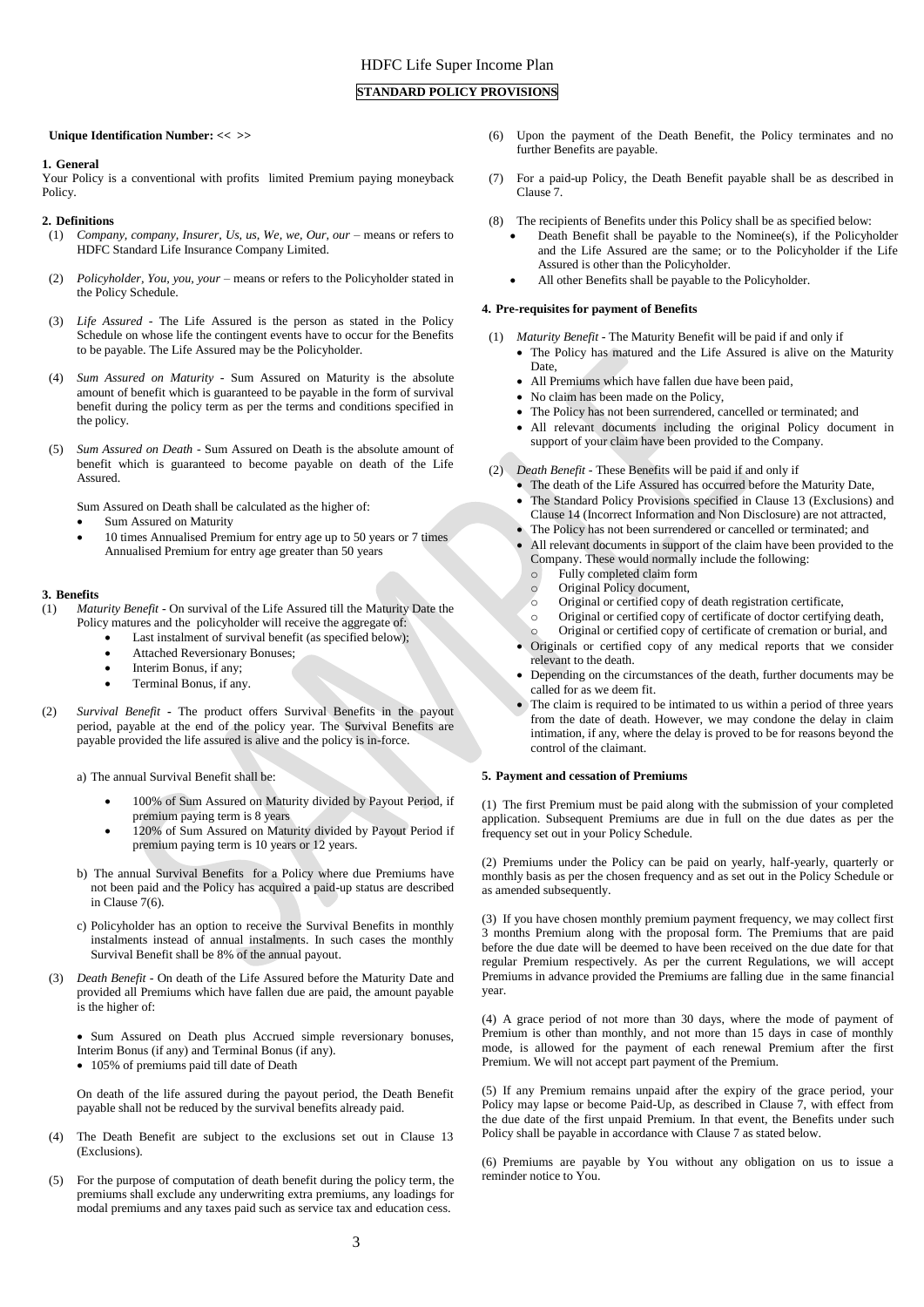HDFC Life Super Income Plan

**STANDARD POLICY PROVISIONS**

**Unique Identification Number: << >>**

**1. General**

Your Policy is a conventional with profits limited Premium paying moneyback Policy.

**2. Definitions**

(1) *Company, company, Insurer, Us, us, We, we, Our, our* – means or refers to HDFC Standard Life Insurance Company Limited.

(2) *Policyholder, You, you, your* – means or refers to the Policyholder stated in the Policy Schedule.

(3) *Life Assured* - The Life Assured is the person as stated in the Policy Schedule on whose life the contingent events have to occur for the Benefits to be payable. The Life Assured may be the Policyholder.

(4) *Sum Assured on Maturity* - Sum Assured on Maturity is the absolute amount of benefit which is guaranteed to be payable in the form of survival benefit during the policy term as per the terms and conditions specified in the policy.

(5) *Sum Assured on Death* - Sum Assured on Death is the absolute amount of benefit which is guaranteed to become payable on death of the Life Assured.

Sum Assured on Death shall be calculated as the higher of:

- Sum Assured on Maturity
- 10 times Annualised Premium for entry age up to 50 years or 7 times Annualised Premium for entry age greater than 50 years

**3. Benefits**

(1) *Maturity Benefit* - On survival of the Life Assured till the Maturity Date the Policy matures and the policyholder will receive the aggregate of:
- Last instalment of survival benefit (as specified below);
- Attached Reversionary Bonuses;
- Interim Bonus, if any;
- Terminal Bonus, if any.

(2) *Survival Benefit* - The product offers Survival Benefits in the payout period, payable at the end of the policy year. The Survival Benefits are payable provided the life assured is alive and the policy is in-force.

a) The annual Survival Benefit shall be:

- 100% of Sum Assured on Maturity divided by Payout Period, if premium paying term is 8 years
- 120% of Sum Assured on Maturity divided by Payout Period if premium paying term is 10 years or 12 years.

b) The annual Survival Benefits for a Policy where due Premiums have not been paid and the Policy has acquired a paid-up status are described in Clause 7(6).

c) Policyholder has an option to receive the Survival Benefits in monthly instalments instead of annual instalments. In such cases the monthly Survival Benefit shall be 8% of the annual payout.

(3) *Death Benefit* - On death of the Life Assured before the Maturity Date and provided all Premiums which have fallen due are paid, the amount payable is the higher of:

- Sum Assured on Death plus Accrued simple reversionary bonuses, Interim Bonus (if any) and Terminal Bonus (if any).
- 105% of premiums paid till date of Death

On death of the life assured during the payout period, the Death Benefit payable shall not be reduced by the survival benefits already paid.

(4) The Death Benefit are subject to the exclusions set out in Clause 13 (Exclusions).

(5) For the purpose of computation of death benefit during the policy term, the premiums shall exclude any underwriting extra premiums, any loadings for modal premiums and any taxes paid such as service tax and education cess.

(6) Upon the payment of the Death Benefit, the Policy terminates and no further Benefits are payable.

(7) For a paid-up Policy, the Death Benefit payable shall be as described in Clause 7.

(8) The recipients of Benefits under this Policy shall be as specified below:
- Death Benefit shall be payable to the Nominee(s), if the Policyholder and the Life Assured are the same; or to the Policyholder if the Life Assured is other than the Policyholder.
- All other Benefits shall be payable to the Policyholder.

**4. Pre-requisites for payment of Benefits**

(1) *Maturity Benefit* - The Maturity Benefit will be paid if and only if
- The Policy has matured and the Life Assured is alive on the Maturity Date,
- All Premiums which have fallen due have been paid,
- No claim has been made on the Policy,
- The Policy has not been surrendered, cancelled or terminated; and
- All relevant documents including the original Policy document in support of your claim have been provided to the Company.

(2) *Death Benefit* - These Benefits will be paid if and only if
- The death of the Life Assured has occurred before the Maturity Date,
- The Standard Policy Provisions specified in Clause 13 (Exclusions) and Clause 14 (Incorrect Information and Non Disclosure) are not attracted,
- The Policy has not been surrendered or cancelled or terminated; and
- All relevant documents in support of the claim have been provided to the Company. These would normally include the following:
  - Fully completed claim form
  - Original Policy document,
  - Original or certified copy of death registration certificate,
  - Original or certified copy of certificate of doctor certifying death,
  - Original or certified copy of certificate of cremation or burial, and
- Originals or certified copy of any medical reports that we consider relevant to the death.
- Depending on the circumstances of the death, further documents may be called for as we deem fit.
- The claim is required to be intimated to us within a period of three years from the date of death. However, we may condone the delay in claim intimation, if any, where the delay is proved to be for reasons beyond the control of the claimant.

**5. Payment and cessation of Premiums**

(1) The first Premium must be paid along with the submission of your completed application. Subsequent Premiums are due in full on the due dates as per the frequency set out in your Policy Schedule.

(2) Premiums under the Policy can be paid on yearly, half-yearly, quarterly or monthly basis as per the chosen frequency and as set out in the Policy Schedule or as amended subsequently.

(3) If you have chosen monthly premium payment frequency, we may collect first 3 months Premium along with the proposal form. The Premiums that are paid before the due date will be deemed to have been received on the due date for that regular Premium respectively. As per the current Regulations, we will accept Premiums in advance provided the Premiums are falling due in the same financial year.

(4) A grace period of not more than 30 days, where the mode of payment of Premium is other than monthly, and not more than 15 days in case of monthly mode, is allowed for the payment of each renewal Premium after the first Premium. We will not accept part payment of the Premium.

(5) If any Premium remains unpaid after the expiry of the grace period, your Policy may lapse or become Paid-Up, as described in Clause 7, with effect from the due date of the first unpaid Premium. In that event, the Benefits under such Policy shall be payable in accordance with Clause 7 as stated below.

(6) Premiums are payable by You without any obligation on us to issue a reminder notice to You.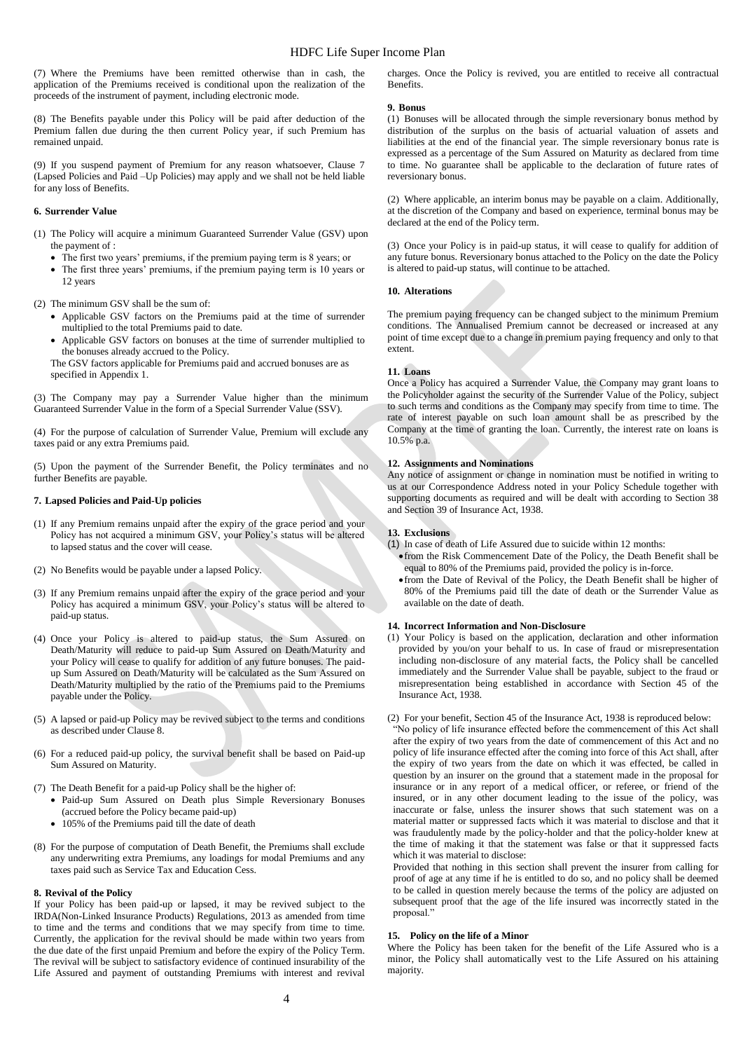(7) Where the Premiums have been remitted otherwise than in cash, the application of the Premiums received is conditional upon the realization of the proceeds of the instrument of payment, including electronic mode.

(8) The Benefits payable under this Policy will be paid after deduction of the Premium fallen due during the then current Policy year, if such Premium has remained unpaid.

(9) If you suspend payment of Premium for any reason whatsoever, Clause 7 (Lapsed Policies and Paid –Up Policies) may apply and we shall not be held liable for any loss of Benefits.

#### 6. Surrender Value

(1) The Policy will acquire a minimum Guaranteed Surrender Value (GSV) upon the payment of :
- The first two years' premiums, if the premium paying term is 8 years; or
- The first three years' premiums, if the premium paying term is 10 years or 12 years

(2) The minimum GSV shall be the sum of:
- Applicable GSV factors on the Premiums paid at the time of surrender multiplied to the total Premiums paid to date.
- Applicable GSV factors on bonuses at the time of surrender multiplied to the bonuses already accrued to the Policy.

The GSV factors applicable for Premiums paid and accrued bonuses are as specified in Appendix 1.

(3) The Company may pay a Surrender Value higher than the minimum Guaranteed Surrender Value in the form of a Special Surrender Value (SSV).

(4) For the purpose of calculation of Surrender Value, Premium will exclude any taxes paid or any extra Premiums paid.

(5) Upon the payment of the Surrender Benefit, the Policy terminates and no further Benefits are payable.

#### 7. Lapsed Policies and Paid-Up policies

(1) If any Premium remains unpaid after the expiry of the grace period and your Policy has not acquired a minimum GSV, your Policy's status will be altered to lapsed status and the cover will cease.

(2) No Benefits would be payable under a lapsed Policy.

(3) If any Premium remains unpaid after the expiry of the grace period and your Policy has acquired a minimum GSV, your Policy's status will be altered to paid-up status.

(4) Once your Policy is altered to paid-up status, the Sum Assured on Death/Maturity will reduce to paid-up Sum Assured on Death/Maturity and your Policy will cease to qualify for addition of any future bonuses. The paid-up Sum Assured on Death/Maturity will be calculated as the Sum Assured on Death/Maturity multiplied by the ratio of the Premiums paid to the Premiums payable under the Policy.

(5) A lapsed or paid-up Policy may be revived subject to the terms and conditions as described under Clause 8.

(6) For a reduced paid-up policy, the survival benefit shall be based on Paid-up Sum Assured on Maturity.

(7) The Death Benefit for a paid-up Policy shall be the higher of:
- Paid-up Sum Assured on Death plus Simple Reversionary Bonuses (accrued before the Policy became paid-up)
- 105% of the Premiums paid till the date of death

(8) For the purpose of computation of Death Benefit, the Premiums shall exclude any underwriting extra Premiums, any loadings for modal Premiums and any taxes paid such as Service Tax and Education Cess.

#### 8. Revival of the Policy

If your Policy has been paid-up or lapsed, it may be revived subject to the IRDA(Non-Linked Insurance Products) Regulations, 2013 as amended from time to time and the terms and conditions that we may specify from time to time. Currently, the application for the revival should be made within two years from the due date of the first unpaid Premium and before the expiry of the Policy Term. The revival will be subject to satisfactory evidence of continued insurability of the Life Assured and payment of outstanding Premiums with interest and revival charges. Once the Policy is revived, you are entitled to receive all contractual Benefits.

#### 9. Bonus

(1) Bonuses will be allocated through the simple reversionary bonus method by distribution of the surplus on the basis of actuarial valuation of assets and liabilities at the end of the financial year. The simple reversionary bonus rate is expressed as a percentage of the Sum Assured on Maturity as declared from time to time. No guarantee shall be applicable to the declaration of future rates of reversionary bonus.

(2) Where applicable, an interim bonus may be payable on a claim. Additionally, at the discretion of the Company and based on experience, terminal bonus may be declared at the end of the Policy term.

(3) Once your Policy is in paid-up status, it will cease to qualify for addition of any future bonus. Reversionary bonus attached to the Policy on the date the Policy is altered to paid-up status, will continue to be attached.

#### 10. Alterations

The premium paying frequency can be changed subject to the minimum Premium conditions. The Annualised Premium cannot be decreased or increased at any point of time except due to a change in premium paying frequency and only to that extent.

#### 11. Loans

Once a Policy has acquired a Surrender Value, the Company may grant loans to the Policyholder against the security of the Surrender Value of the Policy, subject to such terms and conditions as the Company may specify from time to time. The rate of interest payable on such loan amount shall be as prescribed by the Company at the time of granting the loan. Currently, the interest rate on loans is 10.5% p.a.

#### 12. Assignments and Nominations

Any notice of assignment or change in nomination must be notified in writing to us at our Correspondence Address noted in your Policy Schedule together with supporting documents as required and will be dealt with according to Section 38 and Section 39 of Insurance Act, 1938.

#### 13. Exclusions

(1) In case of death of Life Assured due to suicide within 12 months:
- from the Risk Commencement Date of the Policy, the Death Benefit shall be equal to 80% of the Premiums paid, provided the policy is in-force.
- from the Date of Revival of the Policy, the Death Benefit shall be higher of 80% of the Premiums paid till the date of death or the Surrender Value as available on the date of death.

#### 14. Incorrect Information and Non-Disclosure

(1) Your Policy is based on the application, declaration and other information provided by you/on your behalf to us. In case of fraud or misrepresentation including non-disclosure of any material facts, the Policy shall be cancelled immediately and the Surrender Value shall be payable, subject to the fraud or misrepresentation being established in accordance with Section 45 of the Insurance Act, 1938.

(2) For your benefit, Section 45 of the Insurance Act, 1938 is reproduced below:

"No policy of life insurance effected before the commencement of this Act shall after the expiry of two years from the date of commencement of this Act and no policy of life insurance effected after the coming into force of this Act shall, after the expiry of two years from the date on which it was effected, be called in question by an insurer on the ground that a statement made in the proposal for insurance or in any report of a medical officer, or referee, or friend of the insured, or in any other document leading to the issue of the policy, was inaccurate or false, unless the insurer shows that such statement was on a material matter or suppressed facts which it was material to disclose and that it was fraudulently made by the policy-holder and that the policy-holder knew at the time of making it that the statement was false or that it suppressed facts which it was material to disclose:

Provided that nothing in this section shall prevent the insurer from calling for proof of age at any time if he is entitled to do so, and no policy shall be deemed to be called in question merely because the terms of the policy are adjusted on subsequent proof that the age of the life insured was incorrectly stated in the proposal."

#### 15. Policy on the life of a Minor

Where the Policy has been taken for the benefit of the Life Assured who is a minor, the Policy shall automatically vest to the Life Assured on his attaining majority.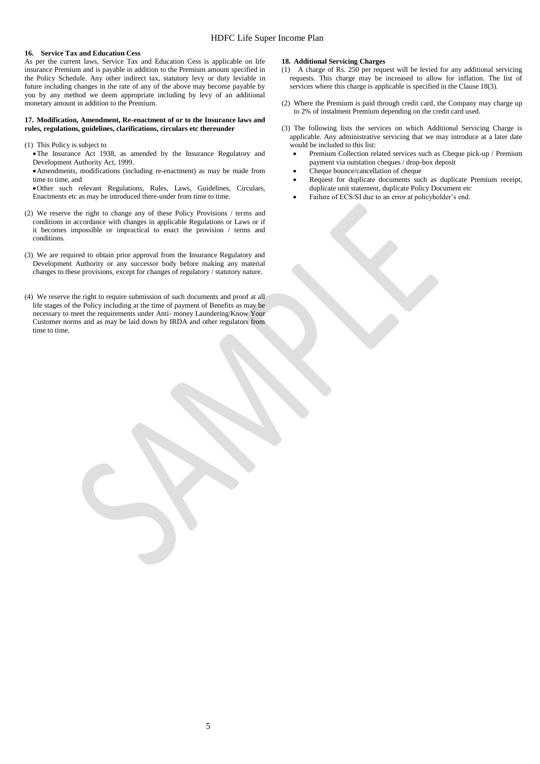**16. Service Tax and Education Cess**

As per the current laws, Service Tax and Education Cess is applicable on life insurance Premium and is payable in addition to the Premium amount specified in the Policy Schedule. Any other indirect tax, statutory levy or duty leviable in future including changes in the rate of any of the above may become payable by you by any method we deem appropriate including by levy of an additional monetary amount in addition to the Premium.

**17. Modification, Amendment, Re-enactment of or to the Insurance laws and rules, regulations, guidelines, clarifications, circulars etc thereunder**

(1) This Policy is subject to

- The Insurance Act 1938, as amended by the Insurance Regulatory and Development Authority Act, 1999.
- Amendments, modifications (including re-enactment) as may be made from time to time, and
- Other such relevant Regulations, Rules, Laws, Guidelines, Circulars, Enactments etc as may be introduced there-under from time to time.

(2) We reserve the right to change any of these Policy Provisions / terms and conditions in accordance with changes in applicable Regulations or Laws or if it becomes impossible or impractical to enact the provision / terms and conditions.

(3) We are required to obtain prior approval from the Insurance Regulatory and Development Authority or any successor body before making any material changes to these provisions, except for changes of regulatory / statutory nature.

(4) We reserve the right to require submission of such documents and proof at all life stages of the Policy including at the time of payment of Benefits as may be necessary to meet the requirements under Anti- money Laundering/Know Your Customer norms and as may be laid down by IRDA and other regulators from time to time.

**18. Additional Servicing Charges**

(1) A charge of Rs. 250 per request will be levied for any additional servicing requests. This charge may be increased to allow for inflation. The list of services where this charge is applicable is specified in the Clause 18(3).

(2) Where the Premium is paid through credit card, the Company may charge up to 2% of instalment Premium depending on the credit card used.

(3) The following lists the services on which Additional Servicing Charge is applicable. Any administrative servicing that we may introduce at a later date would be included to this list:

- Premium Collection related services such as Cheque pick-up / Premium payment via outstation cheques / drop-box deposit
- Cheque bounce/cancellation of cheque
- Request for duplicate documents such as duplicate Premium receipt, duplicate unit statement, duplicate Policy Document etc
- Failure of ECS/SI due to an error at policyholder's end.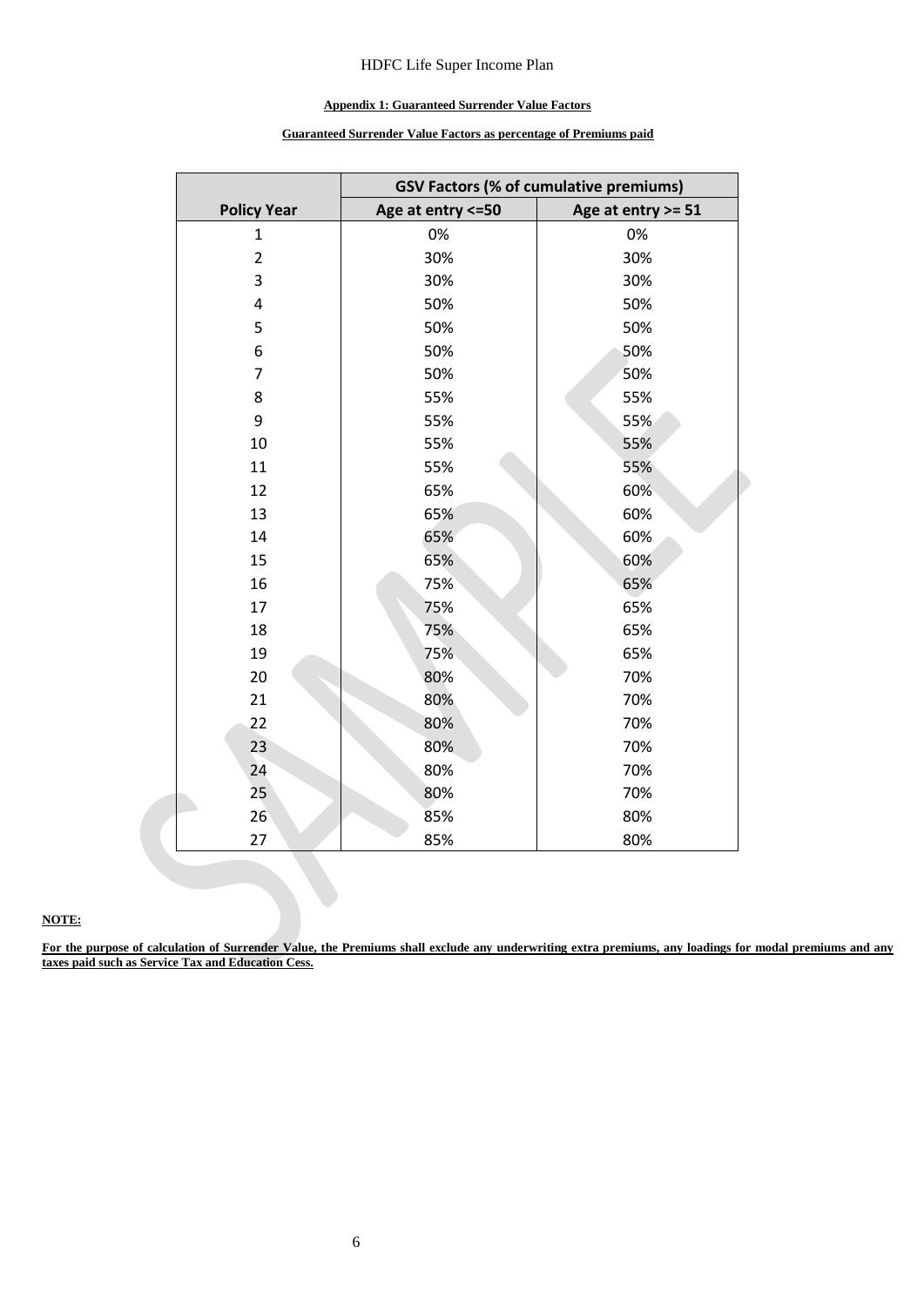**Appendix 1: Guaranteed Surrender Value Factors**

**Guaranteed Surrender Value Factors as percentage of Premiums paid**

| | GSV Factors (% of cumulative premiums) | |
|---|---|---|
| **Policy Year** | **Age at entry <=50** | **Age at entry >= 51** |
| 1 | 0% | 0% |
| 2 | 30% | 30% |
| 3 | 30% | 30% |
| 4 | 50% | 50% |
| 5 | 50% | 50% |
| 6 | 50% | 50% |
| 7 | 50% | 50% |
| 8 | 55% | 55% |
| 9 | 55% | 55% |
| 10 | 55% | 55% |
| 11 | 55% | 55% |
| 12 | 65% | 60% |
| 13 | 65% | 60% |
| 14 | 65% | 60% |
| 15 | 65% | 60% |
| 16 | 75% | 65% |
| 17 | 75% | 65% |
| 18 | 75% | 65% |
| 19 | 75% | 65% |
| 20 | 80% | 70% |
| 21 | 80% | 70% |
| 22 | 80% | 70% |
| 23 | 80% | 70% |
| 24 | 80% | 70% |
| 25 | 80% | 70% |
| 26 | 85% | 80% |
| 27 | 85% | 80% |

**NOTE:**

**For the purpose of calculation of Surrender Value, the Premiums shall exclude any underwriting extra premiums, any loadings for modal premiums and any taxes paid such as Service Tax and Education Cess.**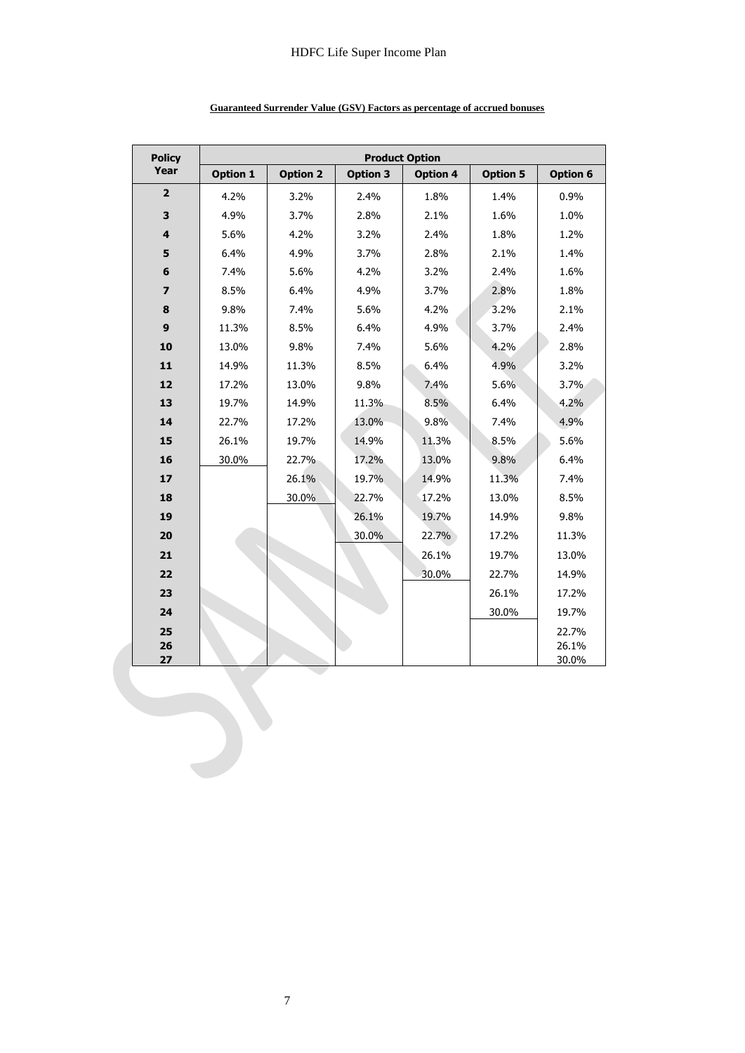**Guaranteed Surrender Value (GSV) Factors as percentage of accrued bonuses**

| Policy Year | Product Option | | | | | |
|---|---|---|---|---|---|---|
| | Option 1 | Option 2 | Option 3 | Option 4 | Option 5 | Option 6 |
| 2 | 4.2% | 3.2% | 2.4% | 1.8% | 1.4% | 0.9% |
| 3 | 4.9% | 3.7% | 2.8% | 2.1% | 1.6% | 1.0% |
| 4 | 5.6% | 4.2% | 3.2% | 2.4% | 1.8% | 1.2% |
| 5 | 6.4% | 4.9% | 3.7% | 2.8% | 2.1% | 1.4% |
| 6 | 7.4% | 5.6% | 4.2% | 3.2% | 2.4% | 1.6% |
| 7 | 8.5% | 6.4% | 4.9% | 3.7% | 2.8% | 1.8% |
| 8 | 9.8% | 7.4% | 5.6% | 4.2% | 3.2% | 2.1% |
| 9 | 11.3% | 8.5% | 6.4% | 4.9% | 3.7% | 2.4% |
| 10 | 13.0% | 9.8% | 7.4% | 5.6% | 4.2% | 2.8% |
| 11 | 14.9% | 11.3% | 8.5% | 6.4% | 4.9% | 3.2% |
| 12 | 17.2% | 13.0% | 9.8% | 7.4% | 5.6% | 3.7% |
| 13 | 19.7% | 14.9% | 11.3% | 8.5% | 6.4% | 4.2% |
| 14 | 22.7% | 17.2% | 13.0% | 9.8% | 7.4% | 4.9% |
| 15 | 26.1% | 19.7% | 14.9% | 11.3% | 8.5% | 5.6% |
| 16 | 30.0% | 22.7% | 17.2% | 13.0% | 9.8% | 6.4% |
| 17 | | 26.1% | 19.7% | 14.9% | 11.3% | 7.4% |
| 18 | | 30.0% | 22.7% | 17.2% | 13.0% | 8.5% |
| 19 | | | 26.1% | 19.7% | 14.9% | 9.8% |
| 20 | | | 30.0% | 22.7% | 17.2% | 11.3% |
| 21 | | | | 26.1% | 19.7% | 13.0% |
| 22 | | | | 30.0% | 22.7% | 14.9% |
| 23 | | | | | 26.1% | 17.2% |
| 24 | | | | | 30.0% | 19.7% |
| 25 | | | | | | 22.7% |
| 26 | | | | | | 26.1% |
| 27 | | | | | | 30.0% |